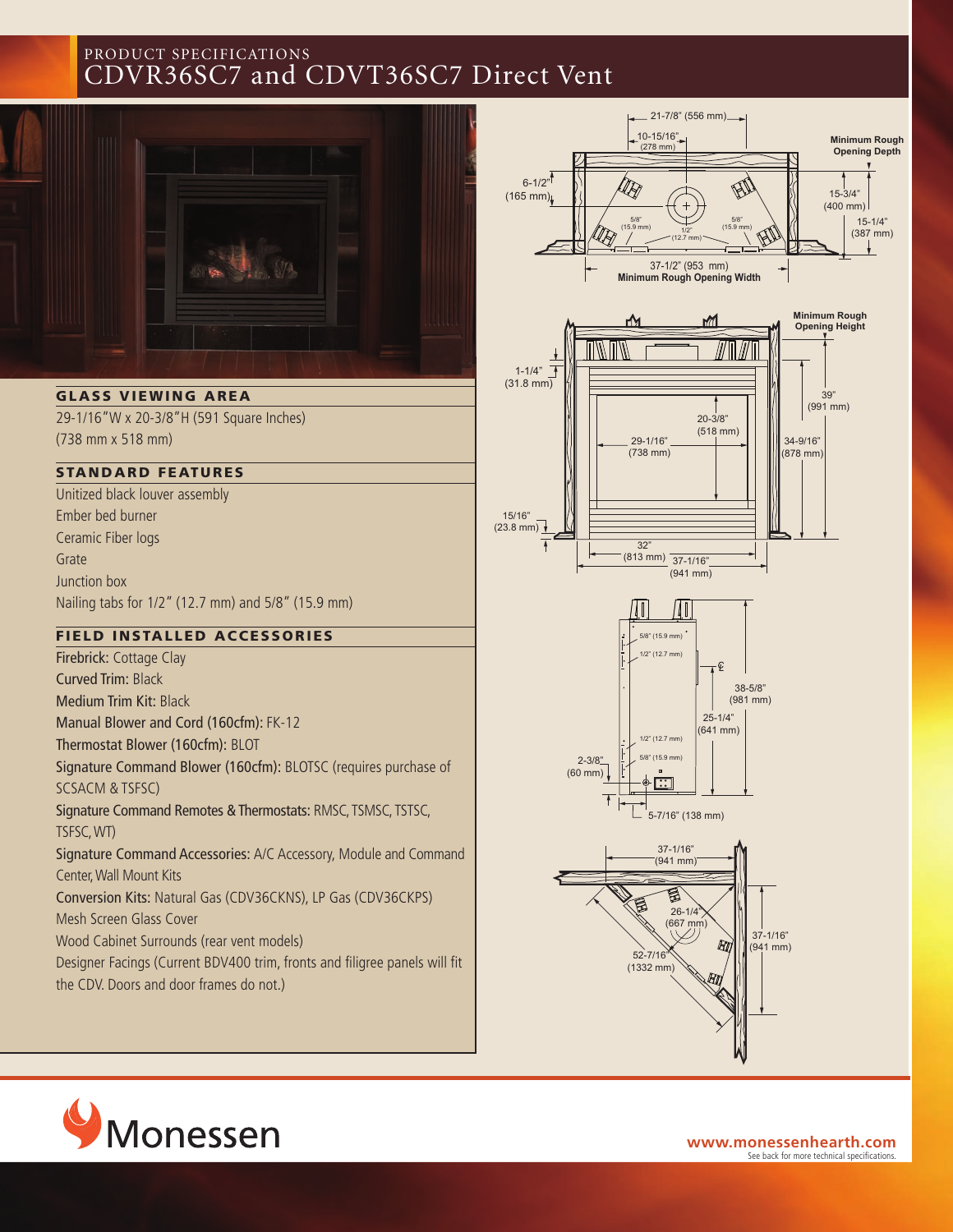PRODUCT SPECIFICATIONS

# CDVR36SC7 and CDVT36SC7 Direct Vent

## GLASS VIEWING AREA

29-1/16"W x 20-3/8"H (591 Square Inches)
(738 mm x 518 mm)

## STANDARD FEATURES

Unitized black louver assembly
Ember bed burner
Ceramic Fiber logs
Grate
Junction box
Nailing tabs for 1/2" (12.7 mm) and 5/8" (15.9 mm)

## FIELD INSTALLED ACCESSORIES

Firebrick: Cottage Clay
Curved Trim: Black
Medium Trim Kit: Black
Manual Blower and Cord (160cfm): FK-12
Thermostat Blower (160cfm): BLOT
Signature Command Blower (160cfm): BLOTSC (requires purchase of SCSACM & TSFSC)
Signature Command Remotes & Thermostats: RMSC, TSMSC, TSTSC, TSFSC, WT)
Signature Command Accessories: A/C Accessory, Module and Command Center, Wall Mount Kits
Conversion Kits: Natural Gas (CDV36CKNS), LP Gas (CDV36CKPS)
Mesh Screen Glass Cover
Wood Cabinet Surrounds (rear vent models)
Designer Facings (Current BDV400 trim, fronts and filigree panels will fit the CDV. Doors and door frames do not.)

21-7/8" (556 mm)
10-15/16" (278 mm)
Minimum Rough Opening Depth
6-1/2" (165 mm)
15-3/4" (400 mm)
15-1/4" (387 mm)
5/8" (15.9 mm)
1/2" (12.7 mm)
5/8" (15.9 mm)
37-1/2" (953 mm)
Minimum Rough Opening Width

Minimum Rough Opening Height
1-1/4" (31.8 mm)
20-3/8" (518 mm)
29-1/16" (738 mm)
39" (991 mm)
34-9/16" (878 mm)
15/16" (23.8 mm)
32" (813 mm)
37-1/16" (941 mm)

5/8" (15.9 mm)
1/2" (12.7 mm)
38-5/8" (981 mm)
25-1/4" (641 mm)
1/2" (12.7 mm)
5/8" (15.9 mm)
2-3/8" (60 mm)
5-7/16" (138 mm)

37-1/16" (941 mm)
26-1/4" (667 mm)
37-1/16" (941 mm)
52-7/16" (1332 mm)

Monessen

**www.monessenhearth.com**
See back for more technical specifications.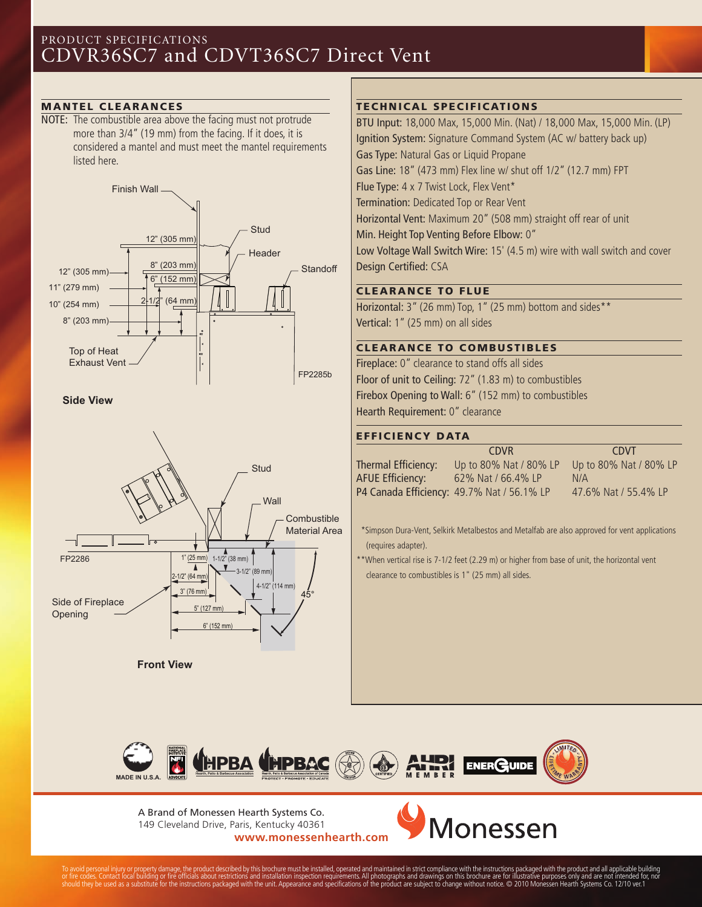PRODUCT SPECIFICATIONS

# CDVR36SC7 and CDVT36SC7 Direct Vent

## MANTEL CLEARANCES

NOTE: The combustible area above the facing must not protrude more than 3/4" (19 mm) from the facing. If it does, it is considered a mantel and must meet the mantel requirements listed here.

Finish Wall
12" (305 mm)
Stud
Header
8" (203 mm)
6" (152 mm)
Standoff
12" (305 mm)
11" (279 mm)
10" (254 mm)
2-1/2" (64 mm)
8" (203 mm)
Top of Heat Exhaust Vent
FP2285b

**Side View**

Stud
Wall
Combustible Material Area
FP2286
1" (25 mm)
1-1/2" (38 mm)
3-1/2" (89 mm)
2-1/2" (64 mm)
4-1/2" (114 mm)
3" (76 mm)
45°
Side of Fireplace Opening
5" (127 mm)
6" (152 mm)

**Front View**

## TECHNICAL SPECIFICATIONS

**BTU Input:** 18,000 Max, 15,000 Min. (Nat) / 18,000 Max, 15,000 Min. (LP)
**Ignition System:** Signature Command System (AC w/ battery back up)
**Gas Type:** Natural Gas or Liquid Propane
**Gas Line:** 18" (473 mm) Flex line w/ shut off 1/2" (12.7 mm) FPT
**Flue Type:** 4 x 7 Twist Lock, Flex Vent*
**Termination:** Dedicated Top or Rear Vent
**Horizontal Vent:** Maximum 20" (508 mm) straight off rear of unit
**Min. Height Top Venting Before Elbow:** 0"
**Low Voltage Wall Switch Wire:** 15' (4.5 m) wire with wall switch and cover
**Design Certified:** CSA

## CLEARANCE TO FLUE

**Horizontal:** 3" (26 mm) Top, 1" (25 mm) bottom and sides**
**Vertical:** 1" (25 mm) on all sides

## CLEARANCE TO COMBUSTIBLES

**Fireplace:** 0" clearance to stand offs all sides
**Floor of unit to Ceiling:** 72" (1.83 m) to combustibles
**Firebox Opening to Wall:** 6" (152 mm) to combustibles
**Hearth Requirement:** 0" clearance

## EFFICIENCY DATA

| | CDVR | CDVT |
|---|---|---|
| Thermal Efficiency: | Up to 80% Nat / 80% LP | Up to 80% Nat / 80% LP |
| AFUE Efficiency: | 62% Nat / 66.4% LP | N/A |
| P4 Canada Efficiency: | 49.7% Nat / 56.1% LP | 47.6% Nat / 55.4% LP |

*Simpson Dura-Vent, Selkirk Metalbestos and Metalfab are also approved for vent applications (requires adapter).

**When vertical rise is 7-1/2 feet (2.29 m) or higher from base of unit, the horizontal vent clearance to combustibles is 1" (25 mm) all sides.

MADE IN U.S.A.

A Brand of Monessen Hearth Systems Co.
149 Cleveland Drive, Paris, Kentucky 40361
www.monessenhearth.com

Monessen

To avoid personal injury or property damage, the product described by this brochure must be installed, operated and maintained in strict compliance with the instructions packaged with the product and all applicable building or fire codes. Contact local building or fire officials about restrictions and installation inspection requirements. All photographs and drawings on this brochure are for illustrative purposes only and are not intended for, nor should they be used as a substitute for the instructions packaged with the unit. Appearance and specifications of the product are subject to change without notice. © 2010 Monessen Hearth Systems Co. 12/10 ver.1